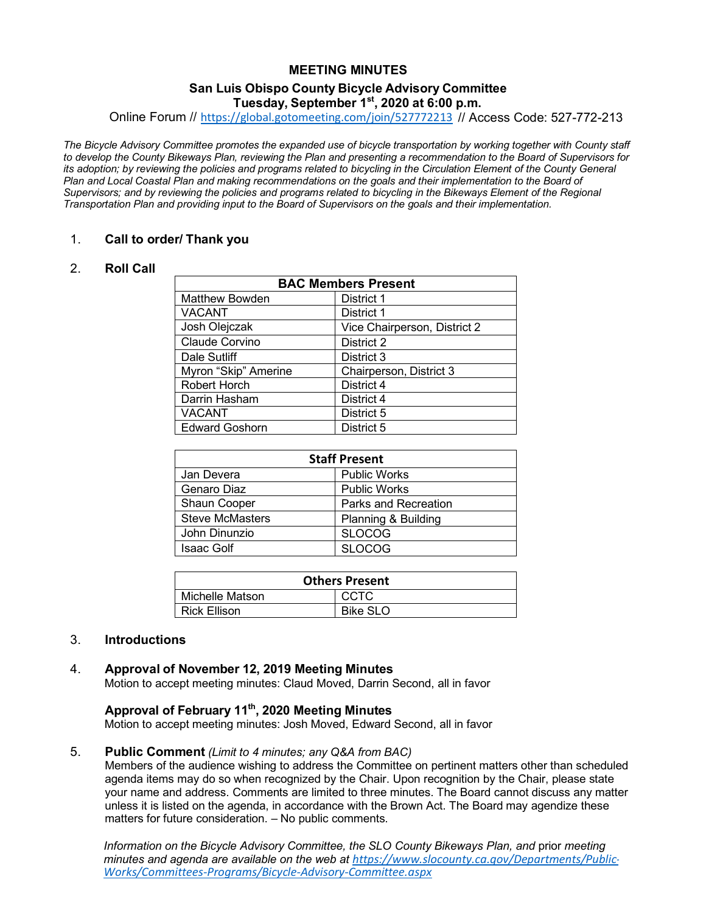# MEETING MINUTES

## San Luis Obispo County Bicycle Advisory Committee
## Tuesday, September 1st, 2020 at 6:00 p.m.

Online Forum // https://global.gotomeeting.com/join/527772213 // Access Code: 527-772-213

*The Bicycle Advisory Committee promotes the expanded use of bicycle transportation by working together with County staff to develop the County Bikeways Plan, reviewing the Plan and presenting a recommendation to the Board of Supervisors for its adoption; by reviewing the policies and programs related to bicycling in the Circulation Element of the County General Plan and Local Coastal Plan and making recommendations on the goals and their implementation to the Board of Supervisors; and by reviewing the policies and programs related to bicycling in the Bikeways Element of the Regional Transportation Plan and providing input to the Board of Supervisors on the goals and their implementation.*

1. **Call to order/ Thank you**

2. **Roll Call**

| BAC Members Present | |
|---|---|
| Matthew Bowden | District 1 |
| VACANT | District 1 |
| Josh Olejczak | Vice Chairperson, District 2 |
| Claude Corvino | District 2 |
| Dale Sutliff | District 3 |
| Myron "Skip" Amerine | Chairperson, District 3 |
| Robert Horch | District 4 |
| Darrin Hasham | District 4 |
| VACANT | District 5 |
| Edward Goshorn | District 5 |

| Staff Present | |
|---|---|
| Jan Devera | Public Works |
| Genaro Diaz | Public Works |
| Shaun Cooper | Parks and Recreation |
| Steve McMasters | Planning & Building |
| John Dinunzio | SLOCOG |
| Isaac Golf | SLOCOG |

| Others Present | |
|---|---|
| Michelle Matson | CCTC |
| Rick Ellison | Bike SLO |

3. **Introductions**

4. **Approval of November 12, 2019 Meeting Minutes**
   Motion to accept meeting minutes: Claud Moved, Darrin Second, all in favor

   **Approval of February 11th, 2020 Meeting Minutes**
   Motion to accept meeting minutes: Josh Moved, Edward Second, all in favor

5. **Public Comment** *(Limit to 4 minutes; any Q&A from BAC)*
   Members of the audience wishing to address the Committee on pertinent matters other than scheduled agenda items may do so when recognized by the Chair. Upon recognition by the Chair, please state your name and address. Comments are limited to three minutes. The Board cannot discuss any matter unless it is listed on the agenda, in accordance with the Brown Act. The Board may agendize these matters for future consideration. – No public comments.

   *Information on the Bicycle Advisory Committee, the SLO County Bikeways Plan, and* prior *meeting minutes and agenda are available on the web at https://www.slocounty.ca.gov/Departments/Public-Works/Committees-Programs/Bicycle-Advisory-Committee.aspx*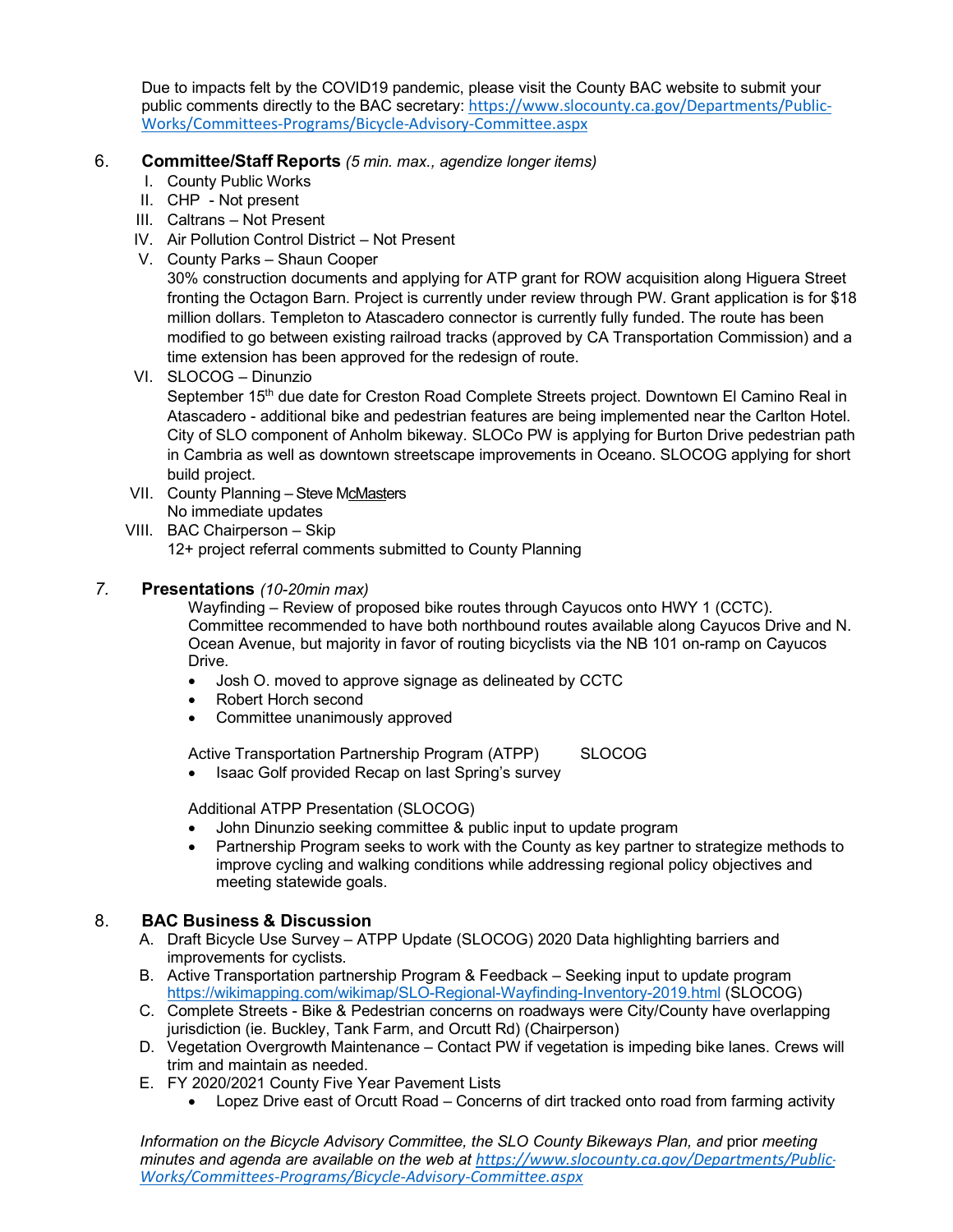Due to impacts felt by the COVID19 pandemic, please visit the County BAC website to submit your public comments directly to the BAC secretary: https://www.slocounty.ca.gov/Departments/Public-Works/Committees-Programs/Bicycle-Advisory-Committee.aspx

6. **Committee/Staff Reports** *(5 min. max., agendize longer items)*
   I. County Public Works
   II. CHP - Not present
   III. Caltrans – Not Present
   IV. Air Pollution Control District – Not Present
   V. County Parks – Shaun Cooper
   30% construction documents and applying for ATP grant for ROW acquisition along Higuera Street fronting the Octagon Barn. Project is currently under review through PW. Grant application is for $18 million dollars. Templeton to Atascadero connector is currently fully funded. The route has been modified to go between existing railroad tracks (approved by CA Transportation Commission) and a time extension has been approved for the redesign of route.
   VI. SLOCOG – Dinunzio
   September 15th due date for Creston Road Complete Streets project. Downtown El Camino Real in Atascadero - additional bike and pedestrian features are being implemented near the Carlton Hotel. City of SLO component of Anholm bikeway. SLOCo PW is applying for Burton Drive pedestrian path in Cambria as well as downtown streetscape improvements in Oceano. SLOCOG applying for short build project.
   VII. County Planning – Steve McMasters
   No immediate updates
   VIII. BAC Chairperson – Skip
   12+ project referral comments submitted to County Planning

7. **Presentations** *(10-20min max)*

   Wayfinding – Review of proposed bike routes through Cayucos onto HWY 1 (CCTC). Committee recommended to have both northbound routes available along Cayucos Drive and N. Ocean Avenue, but majority in favor of routing bicyclists via the NB 101 on-ramp on Cayucos Drive.
   - Josh O. moved to approve signage as delineated by CCTC
   - Robert Horch second
   - Committee unanimously approved

   Active Transportation Partnership Program (ATPP) SLOCOG
   - Isaac Golf provided Recap on last Spring's survey

   Additional ATPP Presentation (SLOCOG)
   - John Dinunzio seeking committee & public input to update program
   - Partnership Program seeks to work with the County as key partner to strategize methods to improve cycling and walking conditions while addressing regional policy objectives and meeting statewide goals.

8. **BAC Business & Discussion**
   A. Draft Bicycle Use Survey – ATPP Update (SLOCOG) 2020 Data highlighting barriers and improvements for cyclists.
   B. Active Transportation partnership Program & Feedback – Seeking input to update program https://wikimapping.com/wikimap/SLO-Regional-Wayfinding-Inventory-2019.html (SLOCOG)
   C. Complete Streets - Bike & Pedestrian concerns on roadways were City/County have overlapping jurisdiction (ie. Buckley, Tank Farm, and Orcutt Rd) (Chairperson)
   D. Vegetation Overgrowth Maintenance – Contact PW if vegetation is impeding bike lanes. Crews will trim and maintain as needed.
   E. FY 2020/2021 County Five Year Pavement Lists
      - Lopez Drive east of Orcutt Road – Concerns of dirt tracked onto road from farming activity

*Information on the Bicycle Advisory Committee, the SLO County Bikeways Plan, and* prior *meeting minutes and agenda are available on the web at https://www.slocounty.ca.gov/Departments/Public-Works/Committees-Programs/Bicycle-Advisory-Committee.aspx*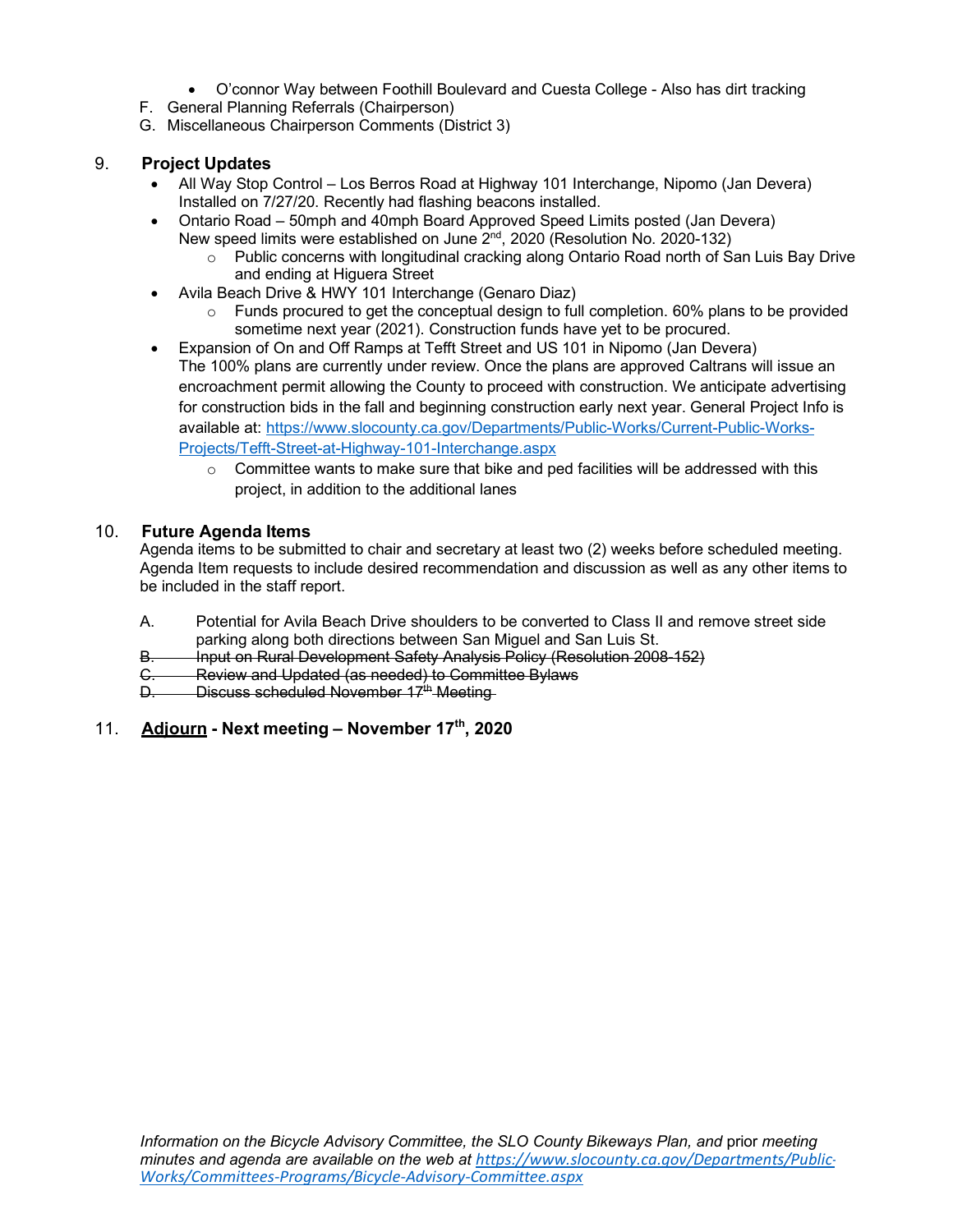- O'connor Way between Foothill Boulevard and Cuesta College - Also has dirt tracking

F. General Planning Referrals (Chairperson)

G. Miscellaneous Chairperson Comments (District 3)

## 9. Project Updates

- All Way Stop Control – Los Berros Road at Highway 101 Interchange, Nipomo (Jan Devera)
  Installed on 7/27/20. Recently had flashing beacons installed.
- Ontario Road – 50mph and 40mph Board Approved Speed Limits posted (Jan Devera)
  New speed limits were established on June 2nd, 2020 (Resolution No. 2020-132)
  - Public concerns with longitudinal cracking along Ontario Road north of San Luis Bay Drive and ending at Higuera Street
- Avila Beach Drive & HWY 101 Interchange (Genaro Diaz)
  - Funds procured to get the conceptual design to full completion. 60% plans to be provided sometime next year (2021). Construction funds have yet to be procured.
- Expansion of On and Off Ramps at Tefft Street and US 101 in Nipomo (Jan Devera)
  The 100% plans are currently under review. Once the plans are approved Caltrans will issue an encroachment permit allowing the County to proceed with construction. We anticipate advertising for construction bids in the fall and beginning construction early next year. General Project Info is available at: https://www.slocounty.ca.gov/Departments/Public-Works/Current-Public-Works-Projects/Tefft-Street-at-Highway-101-Interchange.aspx
  - Committee wants to make sure that bike and ped facilities will be addressed with this project, in addition to the additional lanes

## 10. Future Agenda Items

Agenda items to be submitted to chair and secretary at least two (2) weeks before scheduled meeting. Agenda Item requests to include desired recommendation and discussion as well as any other items to be included in the staff report.

A. Potential for Avila Beach Drive shoulders to be converted to Class II and remove street side parking along both directions between San Miguel and San Luis St.

~~B. Input on Rural Development Safety Analysis Policy (Resolution 2008-152)~~

~~C. Review and Updated (as needed) to Committee Bylaws~~

~~D. Discuss scheduled November 17th Meeting~~

## 11. <u>Adjourn</u> - Next meeting – November 17th, 2020

*Information on the Bicycle Advisory Committee, the SLO County Bikeways Plan, and* prior *meeting minutes and agenda are available on the web at https://www.slocounty.ca.gov/Departments/Public-Works/Committees-Programs/Bicycle-Advisory-Committee.aspx*